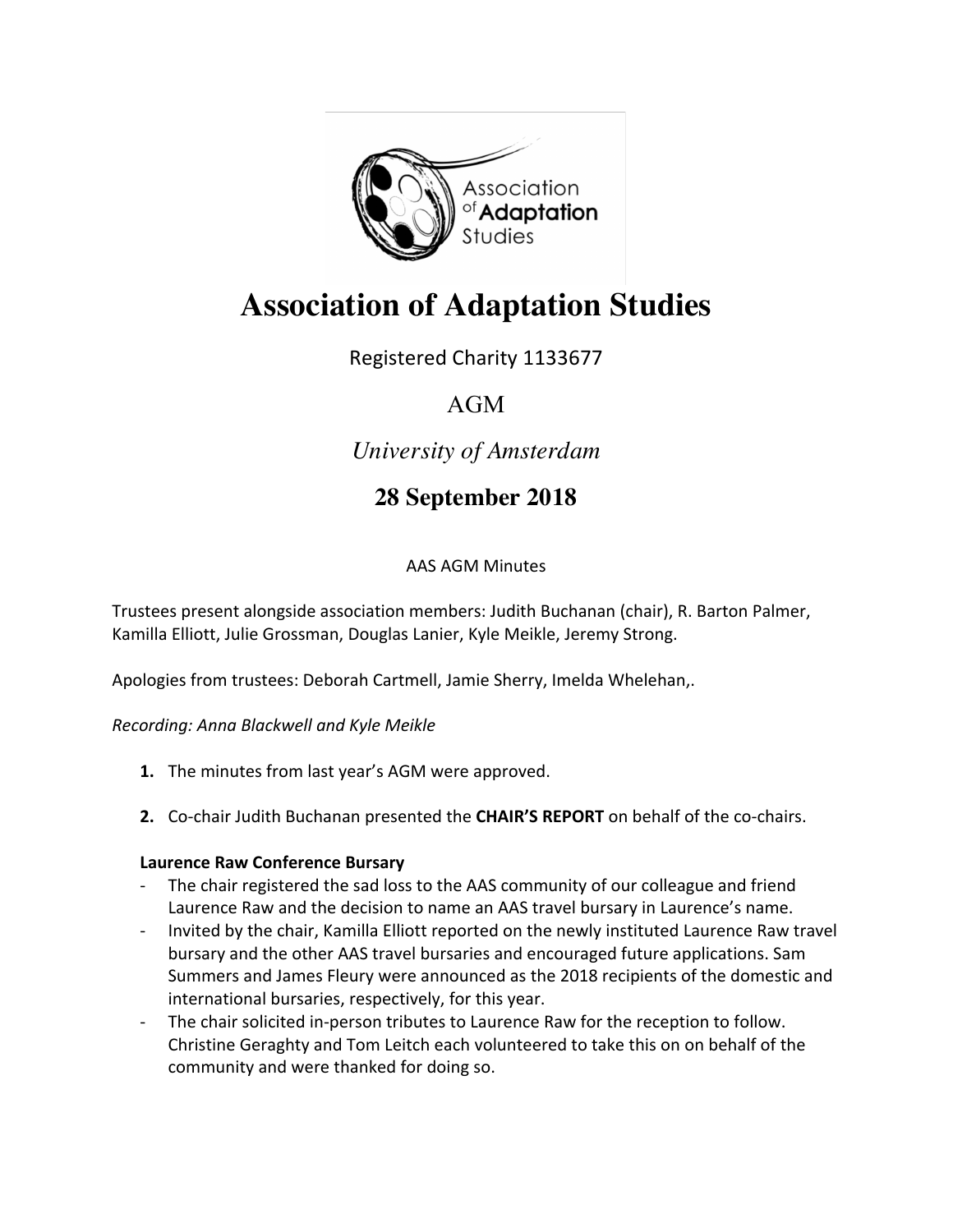# Association of Adaptation Studies

Registered Charity 1133677

AGM

*University of Amsterdam*

**28 September 2018**

AAS AGM Minutes

Trustees present alongside association members: Judith Buchanan (chair), R. Barton Palmer, Kamilla Elliott, Julie Grossman, Douglas Lanier, Kyle Meikle, Jeremy Strong.

Apologies from trustees: Deborah Cartmell, Jamie Sherry, Imelda Whelehan,.

*Recording: Anna Blackwell and Kyle Meikle*

1. The minutes from last year's AGM were approved.

2. Co-chair Judith Buchanan presented the **CHAIR'S REPORT** on behalf of the co-chairs.

**Laurence Raw Conference Bursary**

- The chair registered the sad loss to the AAS community of our colleague and friend Laurence Raw and the decision to name an AAS travel bursary in Laurence's name.
- Invited by the chair, Kamilla Elliott reported on the newly instituted Laurence Raw travel bursary and the other AAS travel bursaries and encouraged future applications. Sam Summers and James Fleury were announced as the 2018 recipients of the domestic and international bursaries, respectively, for this year.
- The chair solicited in-person tributes to Laurence Raw for the reception to follow. Christine Geraghty and Tom Leitch each volunteered to take this on on behalf of the community and were thanked for doing so.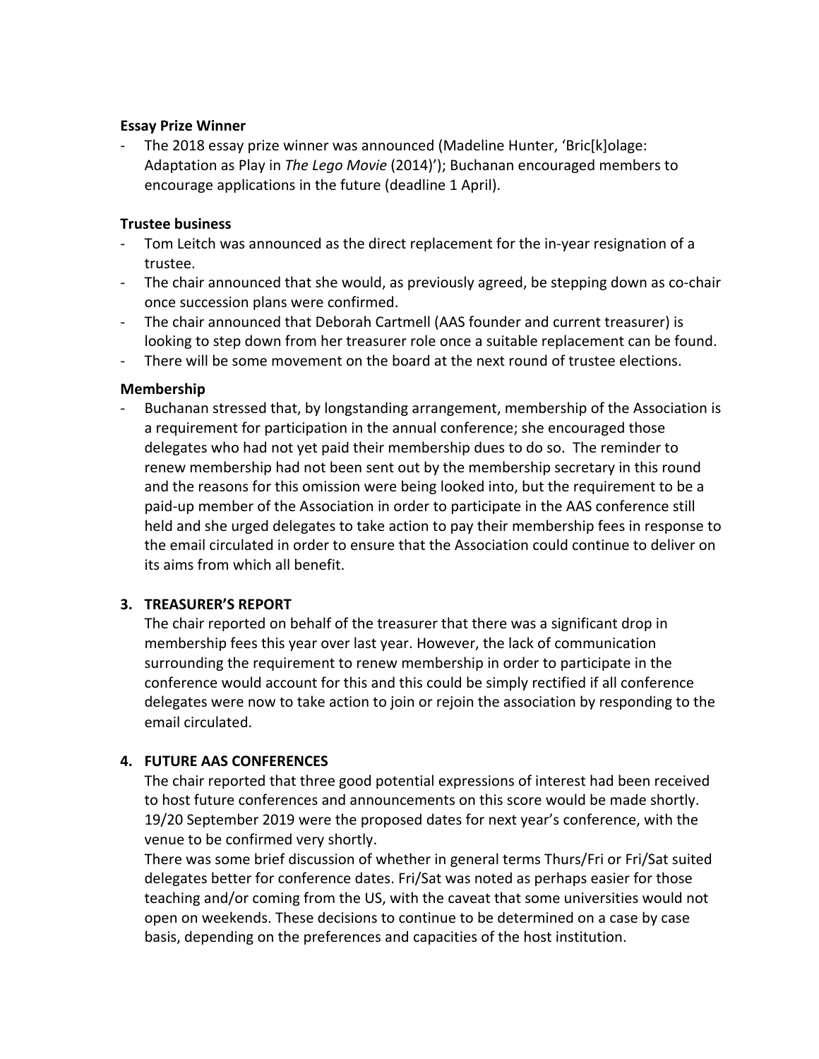**Essay Prize Winner**

- The 2018 essay prize winner was announced (Madeline Hunter, 'Bric[k]olage: Adaptation as Play in *The Lego Movie* (2014)'); Buchanan encouraged members to encourage applications in the future (deadline 1 April).

**Trustee business**

- Tom Leitch was announced as the direct replacement for the in-year resignation of a trustee.
- The chair announced that she would, as previously agreed, be stepping down as co-chair once succession plans were confirmed.
- The chair announced that Deborah Cartmell (AAS founder and current treasurer) is looking to step down from her treasurer role once a suitable replacement can be found.
- There will be some movement on the board at the next round of trustee elections.

**Membership**

- Buchanan stressed that, by longstanding arrangement, membership of the Association is a requirement for participation in the annual conference; she encouraged those delegates who had not yet paid their membership dues to do so. The reminder to renew membership had not been sent out by the membership secretary in this round and the reasons for this omission were being looked into, but the requirement to be a paid-up member of the Association in order to participate in the AAS conference still held and she urged delegates to take action to pay their membership fees in response to the email circulated in order to ensure that the Association could continue to deliver on its aims from which all benefit.

**3. TREASURER'S REPORT**

The chair reported on behalf of the treasurer that there was a significant drop in membership fees this year over last year. However, the lack of communication surrounding the requirement to renew membership in order to participate in the conference would account for this and this could be simply rectified if all conference delegates were now to take action to join or rejoin the association by responding to the email circulated.

**4. FUTURE AAS CONFERENCES**

The chair reported that three good potential expressions of interest had been received to host future conferences and announcements on this score would be made shortly. 19/20 September 2019 were the proposed dates for next year's conference, with the venue to be confirmed very shortly.

There was some brief discussion of whether in general terms Thurs/Fri or Fri/Sat suited delegates better for conference dates. Fri/Sat was noted as perhaps easier for those teaching and/or coming from the US, with the caveat that some universities would not open on weekends. These decisions to continue to be determined on a case by case basis, depending on the preferences and capacities of the host institution.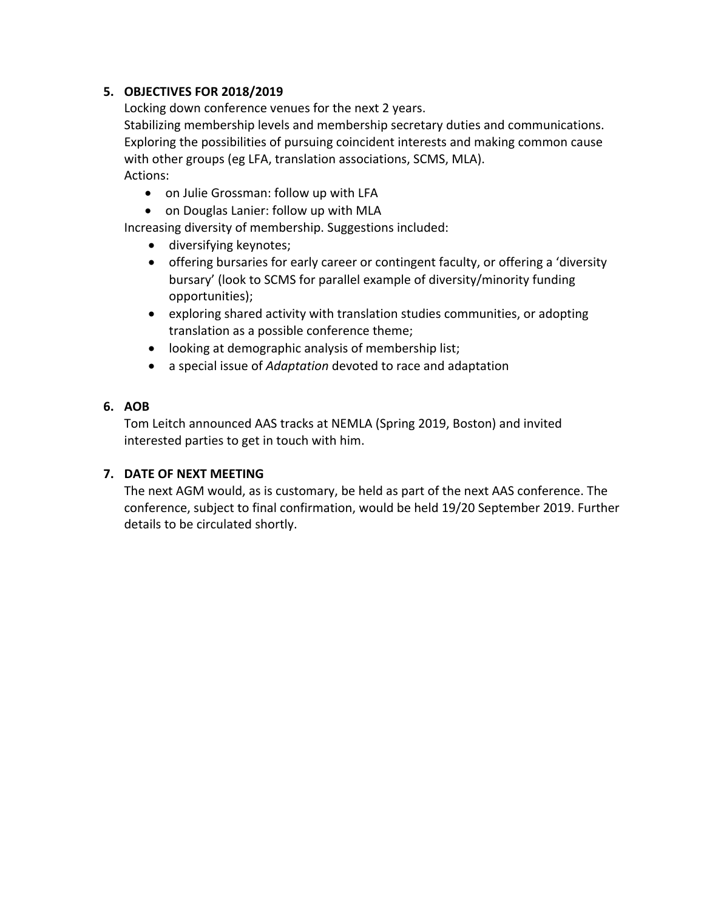## 5. OBJECTIVES FOR 2018/2019

Locking down conference venues for the next 2 years.
Stabilizing membership levels and membership secretary duties and communications.
Exploring the possibilities of pursuing coincident interests and making common cause with other groups (eg LFA, translation associations, SCMS, MLA).
Actions:

- on Julie Grossman: follow up with LFA
- on Douglas Lanier: follow up with MLA

Increasing diversity of membership. Suggestions included:

- diversifying keynotes;
- offering bursaries for early career or contingent faculty, or offering a 'diversity bursary' (look to SCMS for parallel example of diversity/minority funding opportunities);
- exploring shared activity with translation studies communities, or adopting translation as a possible conference theme;
- looking at demographic analysis of membership list;
- a special issue of *Adaptation* devoted to race and adaptation

## 6. AOB

Tom Leitch announced AAS tracks at NEMLA (Spring 2019, Boston) and invited interested parties to get in touch with him.

## 7. DATE OF NEXT MEETING

The next AGM would, as is customary, be held as part of the next AAS conference. The conference, subject to final confirmation, would be held 19/20 September 2019. Further details to be circulated shortly.